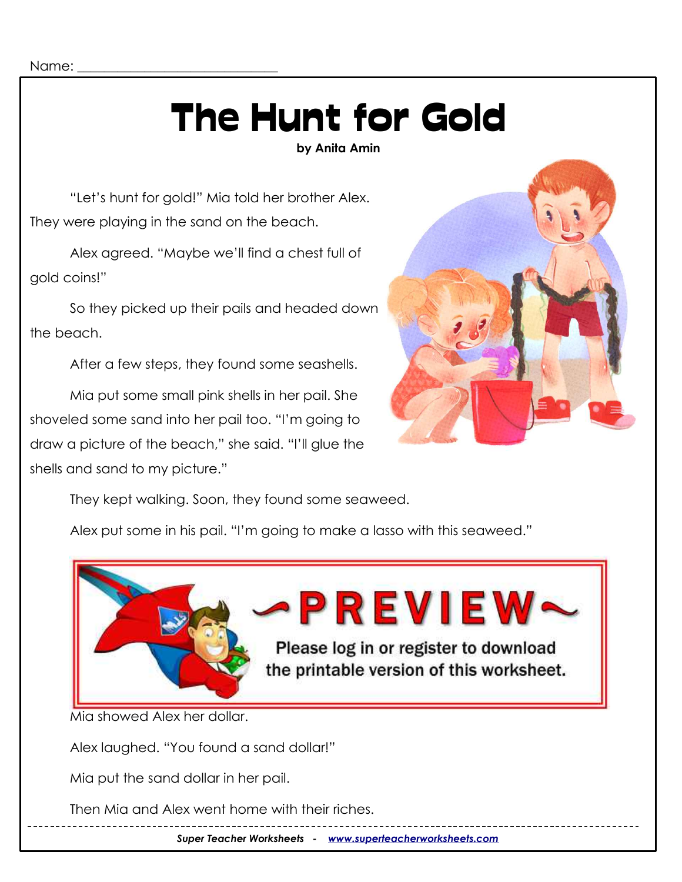Name: ______________________________

# The Hunt for Gold

**by Anita Amin**

"Let's hunt for gold!" Mia told her brother Alex. They were playing in the sand on the beach.

Alex agreed. "Maybe we'll find a chest full of gold coins!"

So they picked up their pails and headed down the beach.

After a few steps, they found some seashells.

Mia put some small pink shells in her pail. She shoveled some sand into her pail too. "I'm going to draw a picture of the beach," she said. "I'll glue the shells and sand to my picture."

They kept walking. Soon, they found some seaweed.

Alex put some in his pail. "I'm going to make a lasso with this seaweed."

~PREVIEW~

Please log in or register to download the printable version of this worksheet.

Mia showed Alex her dollar.

Alex laughed. "You found a sand dollar!"

Mia put the sand dollar in her pail.

Then Mia and Alex went home with their riches.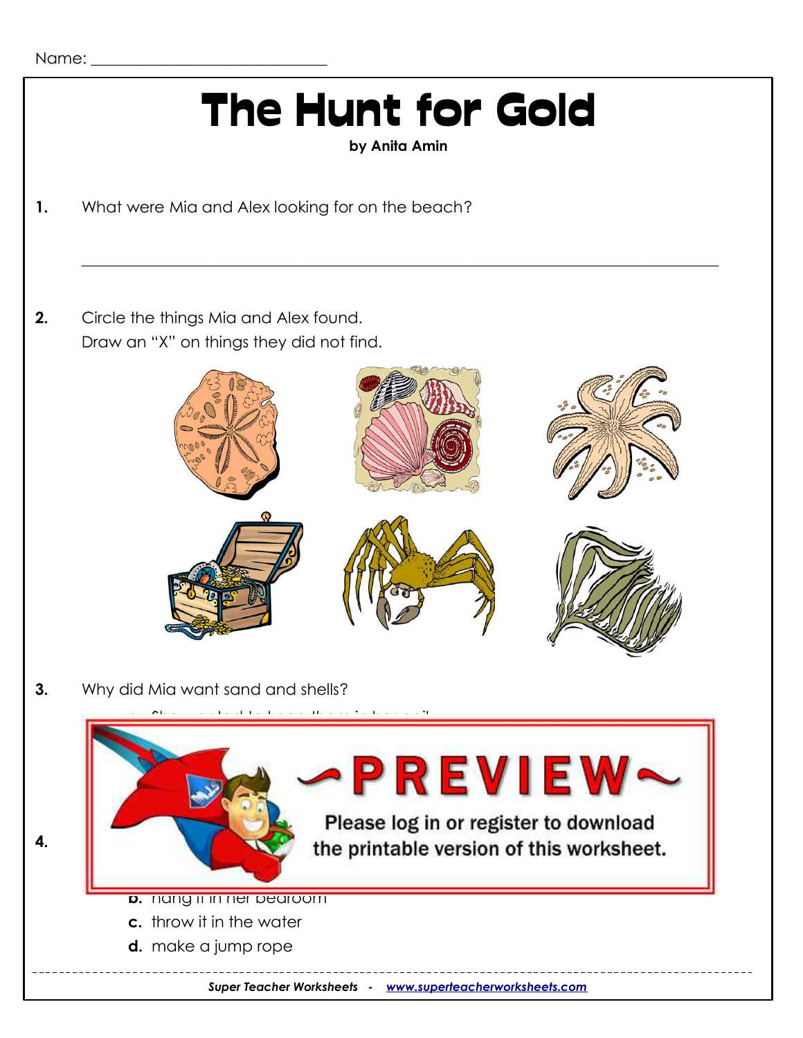Name: ____________________________

# The Hunt for Gold

**by Anita Amin**

**1.** What were Mia and Alex looking for on the beach?

_______________________________________________________________

**2.** Circle the things Mia and Alex found.
Draw an "X" on things they did not find.

**3.** Why did Mia want sand and shells?

~PREVIEW~

Please log in or register to download the printable version of this worksheet.

**4.**

**b.** hang it in her bedroom

**c.** throw it in the water

**d.** make a jump rope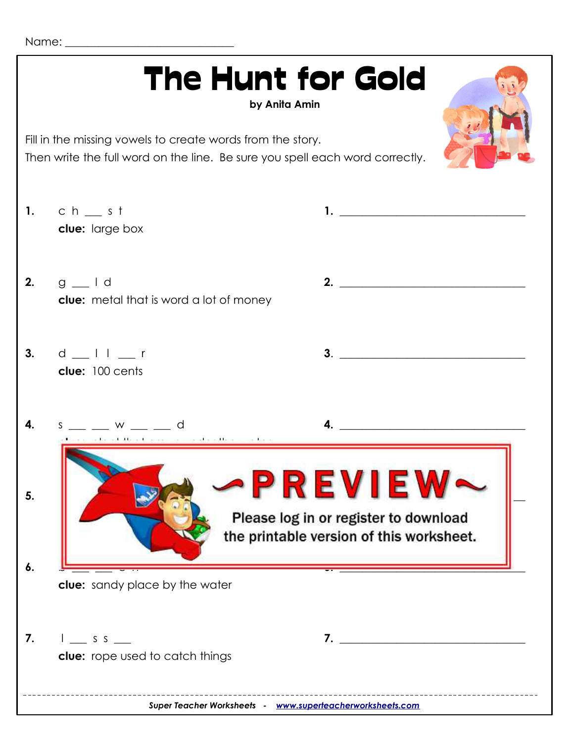Name: ______________________________

# The Hunt for Gold

**by Anita Amin**

Fill in the missing vowels to create words from the story.
Then write the full word on the line. Be sure you spell each word correctly.

**1.** c h ___ s t

**clue:** large box

**1.** ________________________________

**2.** g ___ l d

**clue:** metal that is word a lot of money

**2.** ________________________________

**3.** d ___ l l ___ r

**clue:** 100 cents

**3.** ________________________________

**4.** s ___ ___ w ___ ___ d

**4.** ________________________________

**5.**

~PREVIEW~

Please log in or register to download the printable version of this worksheet.

**6.**

**clue:** sandy place by the water

**7.** l ___ s s ___

**clue:** rope used to catch things

**7.** ________________________________

*Super Teacher Worksheets - www.superteacherworksheets.com*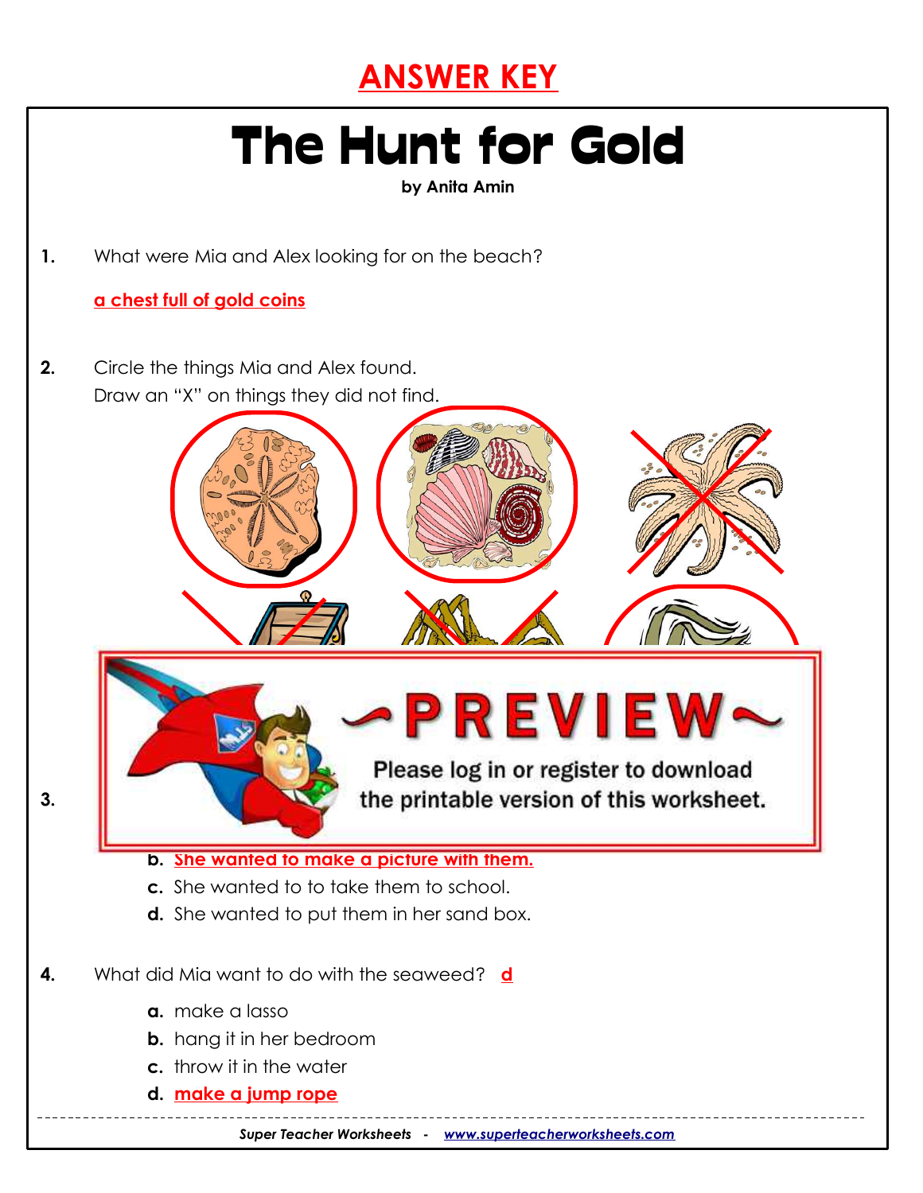# ANSWER KEY

# The Hunt for Gold

**by Anita Amin**

**1.** What were Mia and Alex looking for on the beach?

a chest full of gold coins

**2.** Circle the things Mia and Alex found.
Draw an "X" on things they did not find.

**3.**

**b.** She wanted to make a picture with them.
**c.** She wanted to to take them to school.
**d.** She wanted to put them in her sand box.

**4.** What did Mia want to do with the seaweed? d

**a.** make a lasso
**b.** hang it in her bedroom
**c.** throw it in the water
**d.** make a jump rope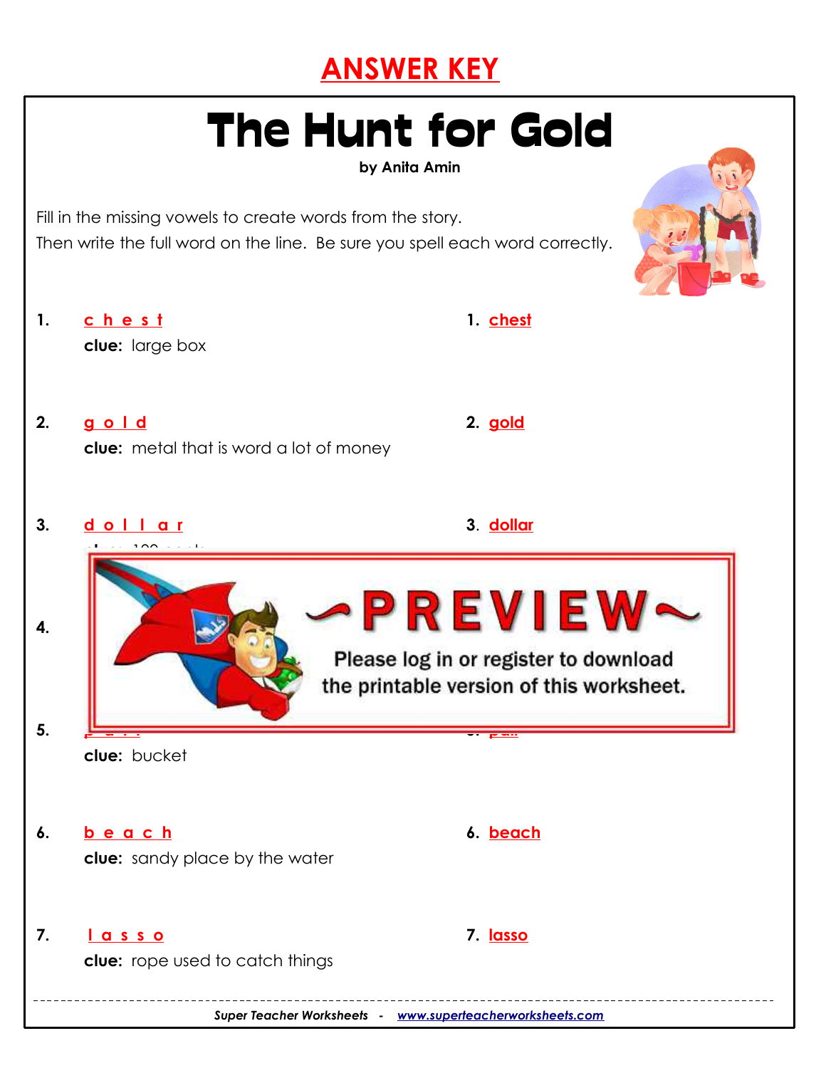# ANSWER KEY

# The Hunt for Gold

**by Anita Amin**

Fill in the missing vowels to create words from the story.
Then write the full word on the line. Be sure you spell each word correctly.

**1.** c h e s t
**clue:** large box

1. chest

**2.** g o l d
**clue:** metal that is word a lot of money

2. gold

**3.** d o l l a r

3. dollar

**4.**

~PREVIEW~

Please log in or register to download the printable version of this worksheet.

**5.**
**clue:** bucket

**6.** b e a c h
**clue:** sandy place by the water

6. beach

**7.** l a s s o
**clue:** rope used to catch things

7. lasso

*Super Teacher Worksheets - www.superteacherworksheets.com*